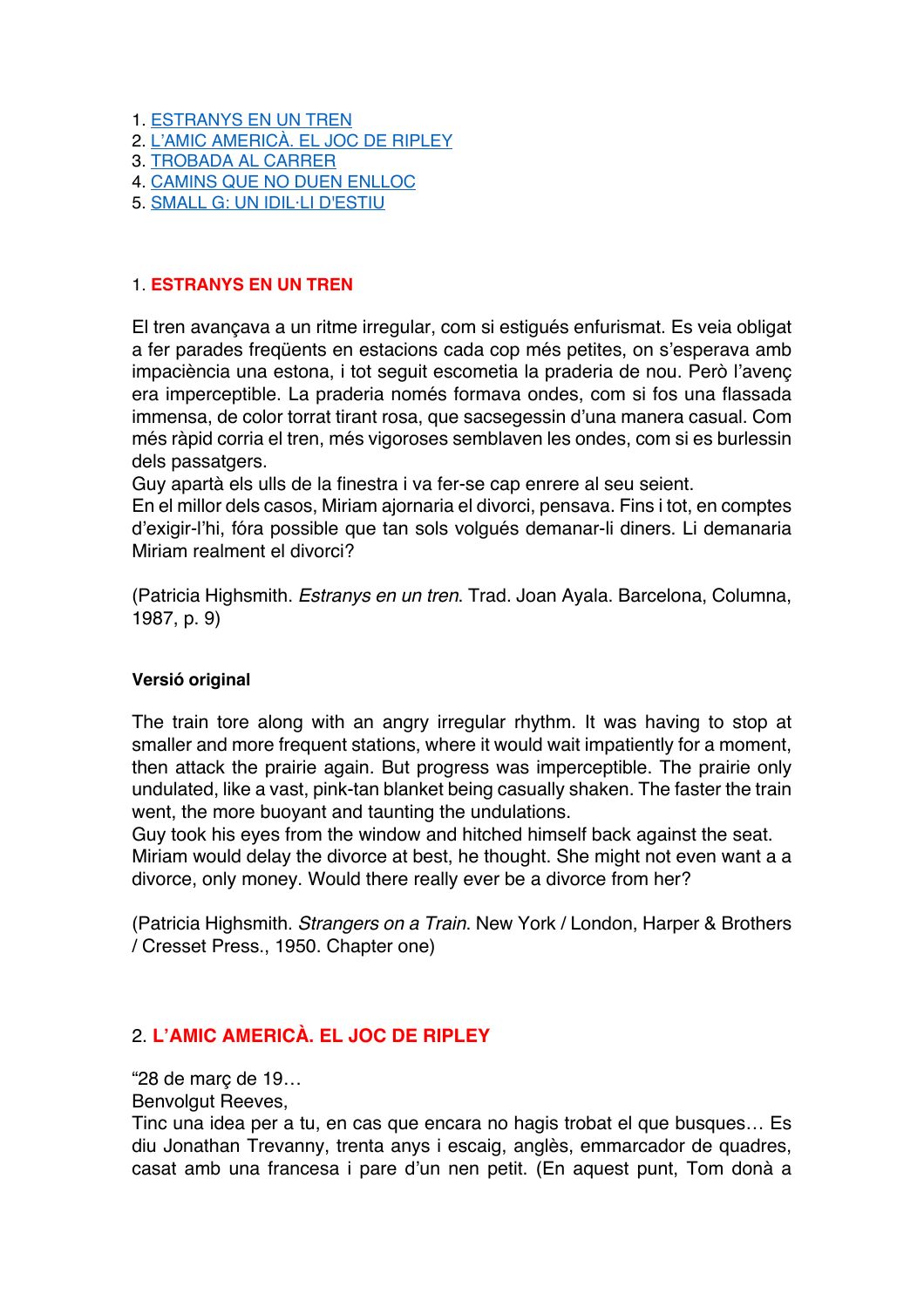1. [ESTRANYS EN UN TREN](#)
2. [L'AMIC AMERICÀ. EL JOC DE RIPLEY](#)
3. [TROBADA AL CARRER](#)
4. [CAMINS QUE NO DUEN ENLLOC](#)
5. [SMALL G: UN IDIL·LI D'ESTIU](#)

## 1. ESTRANYS EN UN TREN

El tren avançava a un ritme irregular, com si estigués enfurismat. Es veia obligat a fer parades freqüents en estacions cada cop més petites, on s'esperava amb impaciència una estona, i tot seguit escometia la praderia de nou. Però l'avenç era imperceptible. La praderia només formava ondes, com si fos una flassada immensa, de color torrat tirant rosa, que sacsegessin d'una manera casual. Com més ràpid corria el tren, més vigoroses semblaven les ondes, com si es burlessin dels passatgers.
Guy apartà els ulls de la finestra i va fer-se cap enrere al seu seient.
En el millor dels casos, Miriam ajornaria el divorci, pensava. Fins i tot, en comptes d'exigir-l'hi, fóra possible que tan sols volgués demanar-li diners. Li demanaria Miriam realment el divorci?

(Patricia Highsmith. *Estranys en un tren*. Trad. Joan Ayala. Barcelona, Columna, 1987, p. 9)

**Versió original**

The train tore along with an angry irregular rhythm. It was having to stop at smaller and more frequent stations, where it would wait impatiently for a moment, then attack the prairie again. But progress was imperceptible. The prairie only undulated, like a vast, pink-tan blanket being casually shaken. The faster the train went, the more buoyant and taunting the undulations.
Guy took his eyes from the window and hitched himself back against the seat.
Miriam would delay the divorce at best, he thought. She might not even want a a divorce, only money. Would there really ever be a divorce from her?

(Patricia Highsmith. *Strangers on a Train*. New York / London, Harper & Brothers / Cresset Press., 1950. Chapter one)

## 2. L'AMIC AMERICÀ. EL JOC DE RIPLEY

"28 de març de 19…
Benvolgut Reeves,
Tinc una idea per a tu, en cas que encara no hagis trobat el que busques… Es diu Jonathan Trevanny, trenta anys i escaig, anglès, emmarcador de quadres, casat amb una francesa i pare d'un nen petit. (En aquest punt, Tom donà a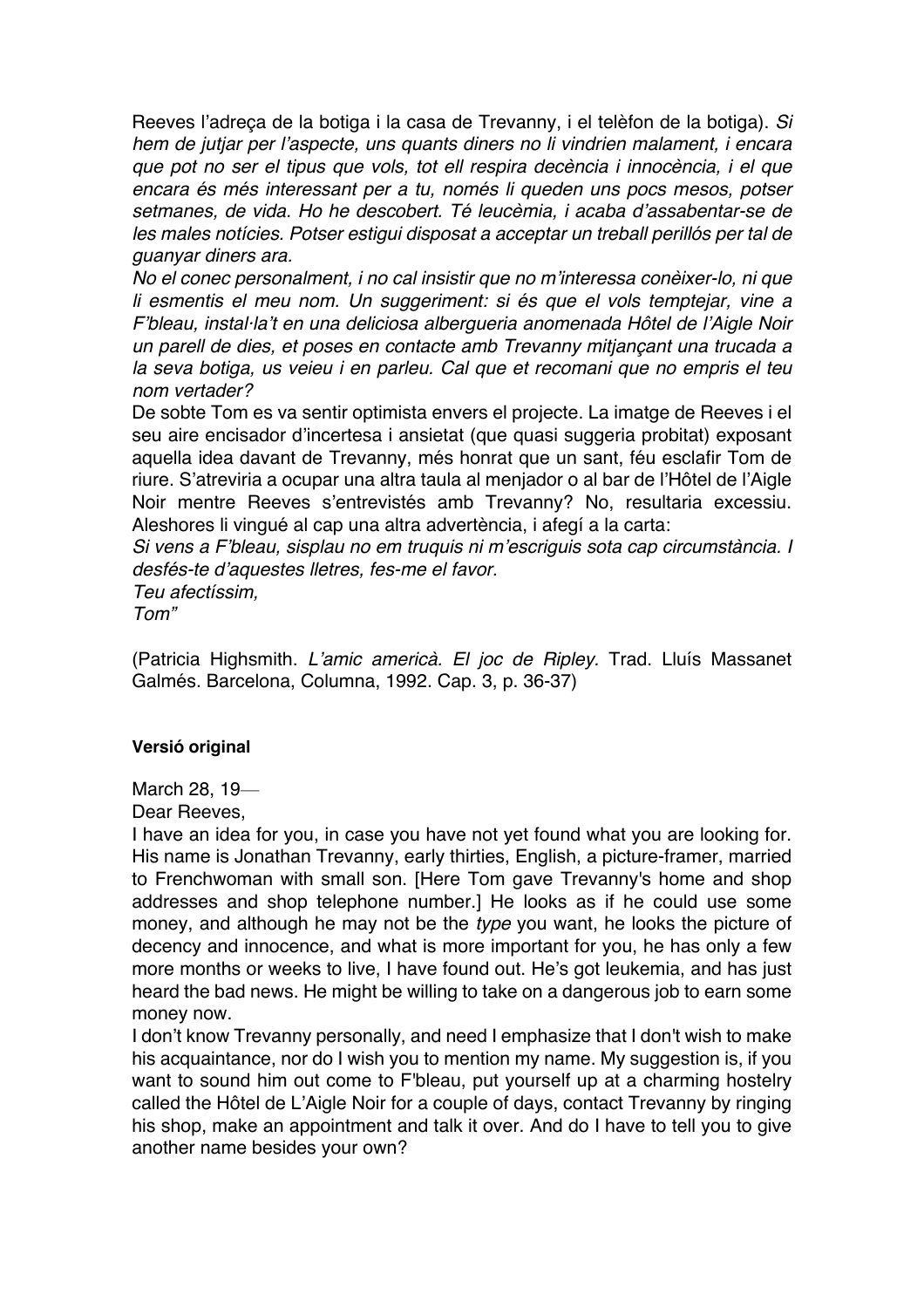Reeves l'adreça de la botiga i la casa de Trevanny, i el telèfon de la botiga). *Si hem de jutjar per l'aspecte, uns quants diners no li vindrien malament, i encara que pot no ser el tipus que vols, tot ell respira decència i innocència, i el que encara és més interessant per a tu, només li queden uns pocs mesos, potser setmanes, de vida. Ho he descobert. Té leucèmia, i acaba d'assabentar-se de les males notícies. Potser estigui disposat a acceptar un treball perillós per tal de guanyar diners ara.*

*No el conec personalment, i no cal insistir que no m'interessa conèixer-lo, ni que li esmentis el meu nom. Un suggeriment: si és que el vols temptejar, vine a F'bleau, instal·la't en una deliciosa alberguería anomenada Hôtel de l'Aigle Noir un parell de dies, et poses en contacte amb Trevanny mitjançant una trucada a la seva botiga, us veieu i en parleu. Cal que et recomani que no empris el teu nom vertader?*

De sobte Tom es va sentir optimista envers el projecte. La imatge de Reeves i el seu aire encisador d'incertesa i ansietat (que quasi suggeria probitat) exposant aquella idea davant de Trevanny, més honrat que un sant, féu esclafir Tom de riure. S'atreviria a ocupar una altra taula al menjador o al bar de l'Hôtel de l'Aigle Noir mentre Reeves s'entrevistés amb Trevanny? No, resultaria excessiu. Aleshores li vingué al cap una altra advertència, i afegí a la carta:

*Si vens a F'bleau, sisplau no em truquis ni m'escriguis sota cap circumstància. I desfés-te d'aquestes lletres, fes-me el favor.*

*Teu afectíssim,*

*Tom"*

(Patricia Highsmith. *L'amic americà. El joc de Ripley.* Trad. Lluís Massanet Galmés. Barcelona, Columna, 1992. Cap. 3, p. 36-37)

**Versió original**

March 28, 19—

Dear Reeves,

I have an idea for you, in case you have not yet found what you are looking for. His name is Jonathan Trevanny, early thirties, English, a picture-framer, married to Frenchwoman with small son. [Here Tom gave Trevanny's home and shop addresses and shop telephone number.] He looks as if he could use some money, and although he may not be the *type* you want, he looks the picture of decency and innocence, and what is more important for you, he has only a few more months or weeks to live, I have found out. He's got leukemia, and has just heard the bad news. He might be willing to take on a dangerous job to earn some money now.

I don't know Trevanny personally, and need I emphasize that I don't wish to make his acquaintance, nor do I wish you to mention my name. My suggestion is, if you want to sound him out come to F'bleau, put yourself up at a charming hostelry called the Hôtel de L'Aigle Noir for a couple of days, contact Trevanny by ringing his shop, make an appointment and talk it over. And do I have to tell you to give another name besides your own?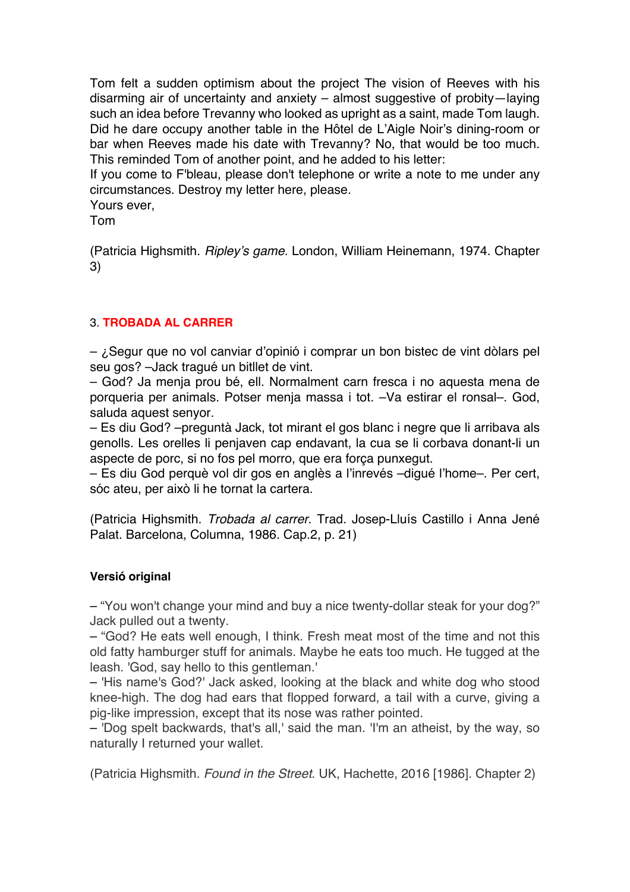Tom felt a sudden optimism about the project The vision of Reeves with his disarming air of uncertainty and anxiety – almost suggestive of probity—laying such an idea before Trevanny who looked as upright as a saint, made Tom laugh. Did he dare occupy another table in the Hôtel de L'Aigle Noir's dining-room or bar when Reeves made his date with Trevanny? No, that would be too much. This reminded Tom of another point, and he added to his letter:

If you come to F'bleau, please don't telephone or write a note to me under any circumstances. Destroy my letter here, please.

Yours ever,

Tom

(Patricia Highsmith. *Ripley's game.* London, William Heinemann, 1974. Chapter 3)

### 3. **TROBADA AL CARRER**

– ¿Segur que no vol canviar d'opinió i comprar un bon bistec de vint dòlars pel seu gos? –Jack tragué un bitllet de vint.

– God? Ja menja prou bé, ell. Normalment carn fresca i no aquesta mena de porqueria per animals. Potser menja massa i tot. –Va estirar el ronsal–. God, saluda aquest senyor.

– Es diu God? –preguntà Jack, tot mirant el gos blanc i negre que li arribava als genolls. Les orelles li penjaven cap endavant, la cua se li corbava donant-li un aspecte de porc, si no fos pel morro, que era força punxegut.

– Es diu God perquè vol dir gos en anglès a l'inrevés –digué l'home–. Per cert, sóc ateu, per això li he tornat la cartera.

(Patricia Highsmith. *Trobada al carrer*. Trad. Josep-Lluís Castillo i Anna Jené Palat. Barcelona, Columna, 1986. Cap.2, p. 21)

**Versió original**

– "You won't change your mind and buy a nice twenty-dollar steak for your dog?" Jack pulled out a twenty.

– "God? He eats well enough, I think. Fresh meat most of the time and not this old fatty hamburger stuff for animals. Maybe he eats too much. He tugged at the leash. 'God, say hello to this gentleman.'

– 'His name's God?' Jack asked, looking at the black and white dog who stood knee-high. The dog had ears that flopped forward, a tail with a curve, giving a pig-like impression, except that its nose was rather pointed.

– 'Dog spelt backwards, that's all,' said the man. 'I'm an atheist, by the way, so naturally I returned your wallet.

(Patricia Highsmith. *Found in the Street*. UK, Hachette, 2016 [1986]. Chapter 2)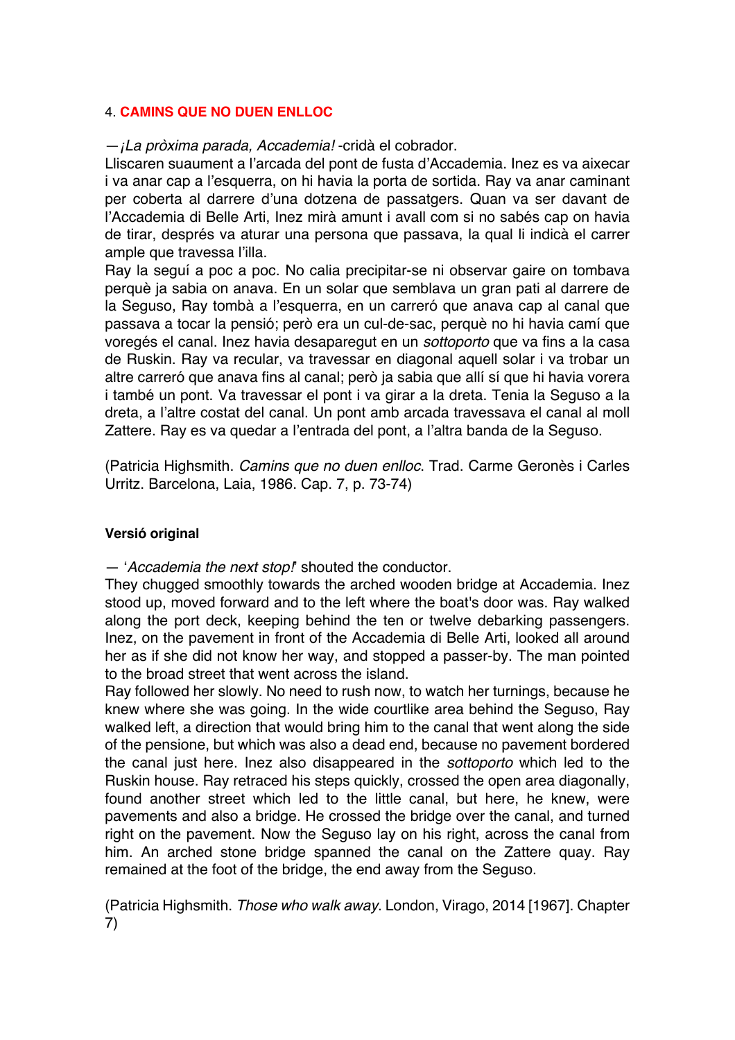4. **CAMINS QUE NO DUEN ENLLOC**

—*¡La pròxima parada, Accademia!* -cridà el cobrador.
Lliscaren suaument a l'arcada del pont de fusta d'Accademia. Inez es va aixecar i va anar cap a l'esquerra, on hi havia la porta de sortida. Ray va anar caminant per coberta al darrere d'una dotzena de passatgers. Quan va ser davant de l'Accademia di Belle Arti, Inez mirà amunt i avall com si no sabés cap on havia de tirar, després va aturar una persona que passava, la qual li indicà el carrer ample que travessa l'illa.
Ray la seguí a poc a poc. No calia precipitar-se ni observar gaire on tombava perquè ja sabia on anava. En un solar que semblava un gran pati al darrere de la Seguso, Ray tombà a l'esquerra, en un carreró que anava cap al canal que passava a tocar la pensió; però era un cul-de-sac, perquè no hi havia camí que voregés el canal. Inez havia desaparegut en un *sottoporto* que va fins a la casa de Ruskin. Ray va recular, va travessar en diagonal aquell solar i va trobar un altre carreró que anava fins al canal; però ja sabia que allí sí que hi havia vorera i també un pont. Va travessar el pont i va girar a la dreta. Tenia la Seguso a la dreta, a l'altre costat del canal. Un pont amb arcada travessava el canal al moll Zattere. Ray es va quedar a l'entrada del pont, a l'altra banda de la Seguso.

(Patricia Highsmith. *Camins que no duen enlloc*. Trad. Carme Geronès i Carles Urritz. Barcelona, Laia, 1986. Cap. 7, p. 73-74)

**Versió original**

— '*Accademia the next stop!*' shouted the conductor.
They chugged smoothly towards the arched wooden bridge at Accademia. Inez stood up, moved forward and to the left where the boat's door was. Ray walked along the port deck, keeping behind the ten or twelve debarking passengers. Inez, on the pavement in front of the Accademia di Belle Arti, looked all around her as if she did not know her way, and stopped a passer-by. The man pointed to the broad street that went across the island.
Ray followed her slowly. No need to rush now, to watch her turnings, because he knew where she was going. In the wide courtlike area behind the Seguso, Ray walked left, a direction that would bring him to the canal that went along the side of the pensione, but which was also a dead end, because no pavement bordered the canal just here. Inez also disappeared in the *sottoporto* which led to the Ruskin house. Ray retraced his steps quickly, crossed the open area diagonally, found another street which led to the little canal, but here, he knew, were pavements and also a bridge. He crossed the bridge over the canal, and turned right on the pavement. Now the Seguso lay on his right, across the canal from him. An arched stone bridge spanned the canal on the Zattere quay. Ray remained at the foot of the bridge, the end away from the Seguso.

(Patricia Highsmith. *Those who walk away*. London, Virago, 2014 [1967]. Chapter 7)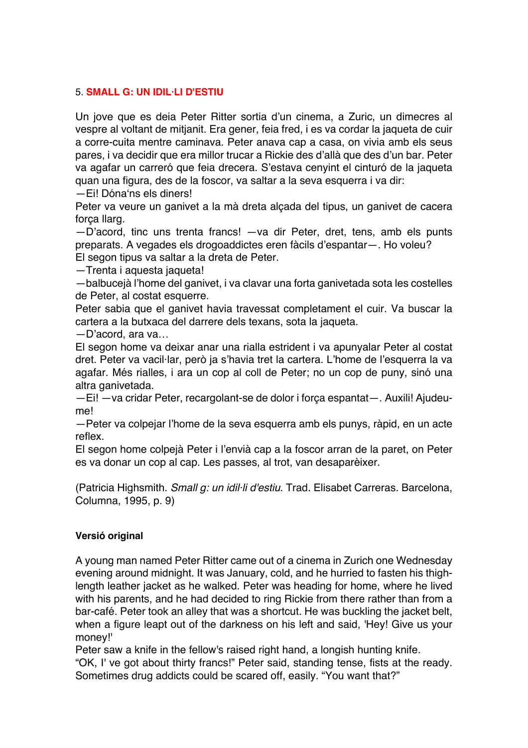5. **SMALL G: UN IDIL·LI D'ESTIU**

Un jove que es deia Peter Ritter sortia d'un cinema, a Zuric, un dimecres al vespre al voltant de mitjanit. Era gener, feia fred, i es va cordar la jaqueta de cuir a corre-cuita mentre caminava. Peter anava cap a casa, on vivia amb els seus pares, i va decidir que era millor trucar a Rickie des d'allà que des d'un bar. Peter va agafar un carreró que feia drecera. S'estava cenyint el cinturó de la jaqueta quan una figura, des de la foscor, va saltar a la seva esquerra i va dir:
—Ei! Dóna'ns els diners!
Peter va veure un ganivet a la mà dreta alçada del tipus, un ganivet de cacera força llarg.
—D'acord, tinc uns trenta francs! —va dir Peter, dret, tens, amb els punts preparats. A vegades els drogoaddictes eren fàcils d'espantar—. Ho voleu?
El segon tipus va saltar a la dreta de Peter.
—Trenta i aquesta jaqueta!
—balbucejà l'home del ganivet, i va clavar una forta ganivetada sota les costelles de Peter, al costat esquerre.
Peter sabia que el ganivet havia travessat completament el cuir. Va buscar la cartera a la butxaca del darrere dels texans, sota la jaqueta.
—D'acord, ara va…
El segon home va deixar anar una rialla estrident i va apunyalar Peter al costat dret. Peter va vacil·lar, però ja s'havia tret la cartera. L'home de l'esquerra la va agafar. Més rialles, i ara un cop al coll de Peter; no un cop de puny, sinó una altra ganivetada.
—Ei! —va cridar Peter, recargolant-se de dolor i força espantat—. Auxili! Ajudeu-me!
—Peter va colpejar l'home de la seva esquerra amb els punys, ràpid, en un acte reflex.
El segon home colpejà Peter i l'envià cap a la foscor arran de la paret, on Peter es va donar un cop al cap. Les passes, al trot, van desaparèixer.

(Patricia Highsmith. *Small g: un idil·li d'estiu*. Trad. Elisabet Carreras. Barcelona, Columna, 1995, p. 9)

**Versió original**

A young man named Peter Ritter came out of a cinema in Zurich one Wednesday evening around midnight. It was January, cold, and he hurried to fasten his thigh-length leather jacket as he walked. Peter was heading for home, where he lived with his parents, and he had decided to ring Rickie from there rather than from a bar-café. Peter took an alley that was a shortcut. He was buckling the jacket belt, when a figure leapt out of the darkness on his left and said, 'Hey! Give us your money!'
Peter saw a knife in the fellow's raised right hand, a longish hunting knife.
"OK, I' ve got about thirty francs!" Peter said, standing tense, fists at the ready. Sometimes drug addicts could be scared off, easily. "You want that?"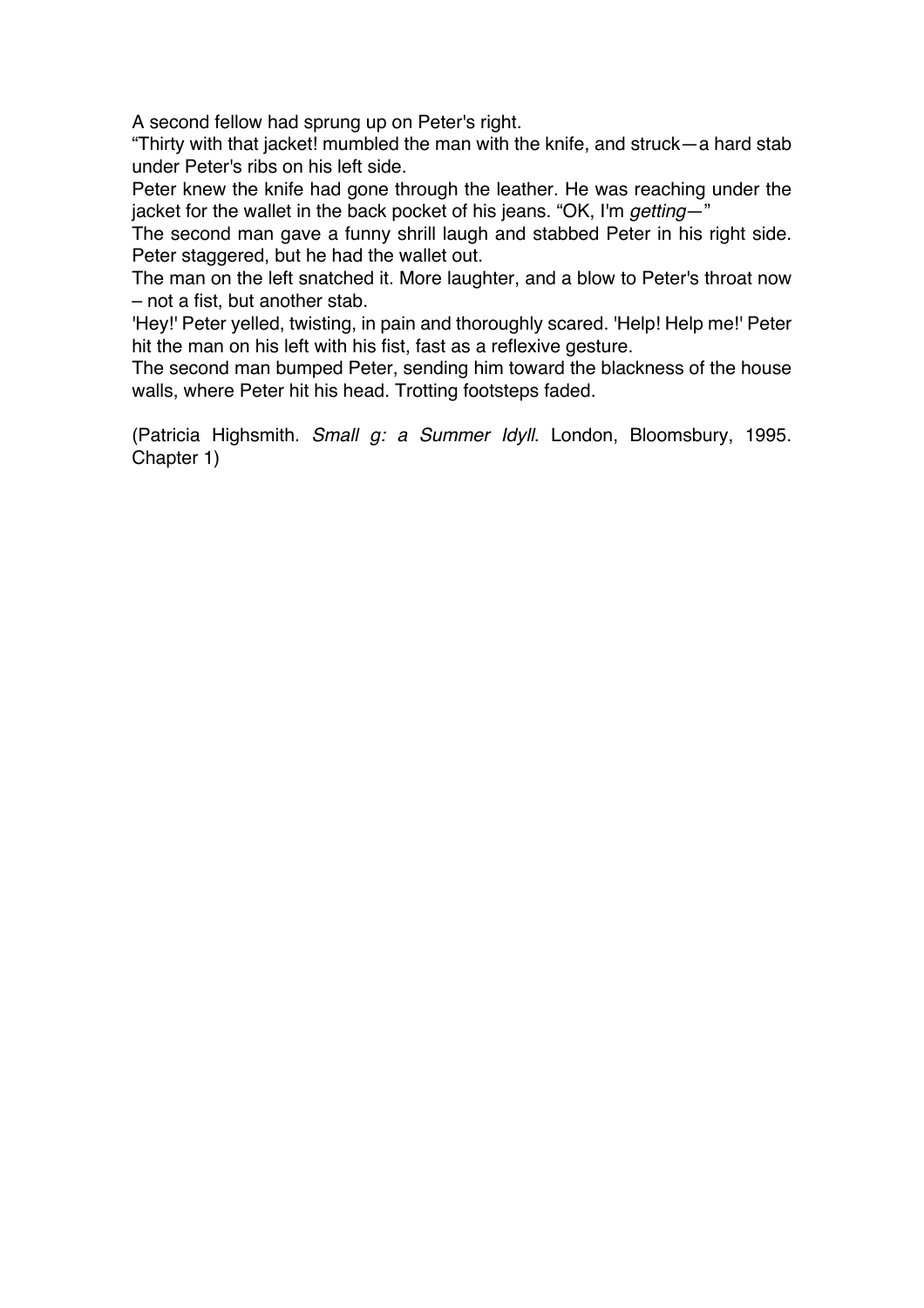A second fellow had sprung up on Peter's right.

"Thirty with that jacket! mumbled the man with the knife, and struck—a hard stab under Peter's ribs on his left side.

Peter knew the knife had gone through the leather. He was reaching under the jacket for the wallet in the back pocket of his jeans. "OK, I'm *getting*—"

The second man gave a funny shrill laugh and stabbed Peter in his right side. Peter staggered, but he had the wallet out.

The man on the left snatched it. More laughter, and a blow to Peter's throat now – not a fist, but another stab.

'Hey!' Peter yelled, twisting, in pain and thoroughly scared. 'Help! Help me!' Peter hit the man on his left with his fist, fast as a reflexive gesture.

The second man bumped Peter, sending him toward the blackness of the house walls, where Peter hit his head. Trotting footsteps faded.

(Patricia Highsmith. *Small g: a Summer Idyll*. London, Bloomsbury, 1995. Chapter 1)